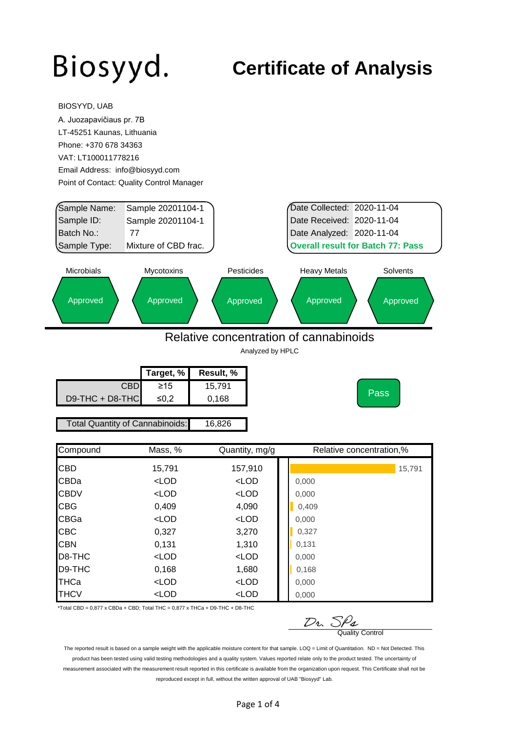Biosyyd.

# Certificate of Analysis

BIOSYYD, UAB
A. Juozapavičiaus pr. 7B
LT-45251 Kaunas, Lithuania
Phone: +370 678 34363
VAT: LT100011778216
Email Address: info@biosyyd.com
Point of Contact: Quality Control Manager

| | |
|---|---|
| Sample Name: | Sample 20201104-1 |
| Sample ID: | Sample 20201104-1 |
| Batch No.: | 77 |
| Sample Type: | Mixture of CBD frac. |

| | |
|---|---|
| Date Collected: | 2020-11-04 |
| Date Received: | 2020-11-04 |
| Date Analyzed: | 2020-11-04 |

**Overall result for Batch 77: Pass**

| Microbials | Mycotoxins | Pesticides | Heavy Metals | Solvents |
|---|---|---|---|---|
| Approved | Approved | Approved | Approved | Approved |

## Relative concentration of cannabinoids

Analyzed by HPLC

| | Target, % | Result, % |
|---|---|---|
| CBD | ≥15 | 15,791 |
| D9-THC + D8-THC | ≤0,2 | 0,168 |

Pass

| Total Quantity of Cannabinoids: | 16,826 |
|---|---|

| Compound | Mass, % | Quantity, mg/g | Relative concentration,% |
|---|---|---|---|
| CBD | 15,791 | 157,910 | 15,791 |
| CBDa | <LOD | <LOD | 0,000 |
| CBDV | <LOD | <LOD | 0,000 |
| CBG | 0,409 | 4,090 | 0,409 |
| CBGa | <LOD | <LOD | 0,000 |
| CBC | 0,327 | 3,270 | 0,327 |
| CBN | 0,131 | 1,310 | 0,131 |
| D8-THC | <LOD | <LOD | 0,000 |
| D9-THC | 0,168 | 1,680 | 0,168 |
| THCa | <LOD | <LOD | 0,000 |
| THCV | <LOD | <LOD | 0,000 |

*Total CBD = 0,877 x CBDa + CBD; Total THC = 0,877 x THCa + D9-THC + D8-THC

Dr. SPs
Quality Control

The reported result is based on a sample weight with the applicable moisture content for that sample. LOQ = Limit of Quantitation. ND = Not Detected. This product has been tested using valid testing methodologies and a quality system. Values reported relate only to the product tested. The uncertainty of measurement associated with the measurement result reported in this certificate is available from the organization upon request. This Certificate shall not be reproduced except in full, without the written approval of UAB "Biosyyd" Lab.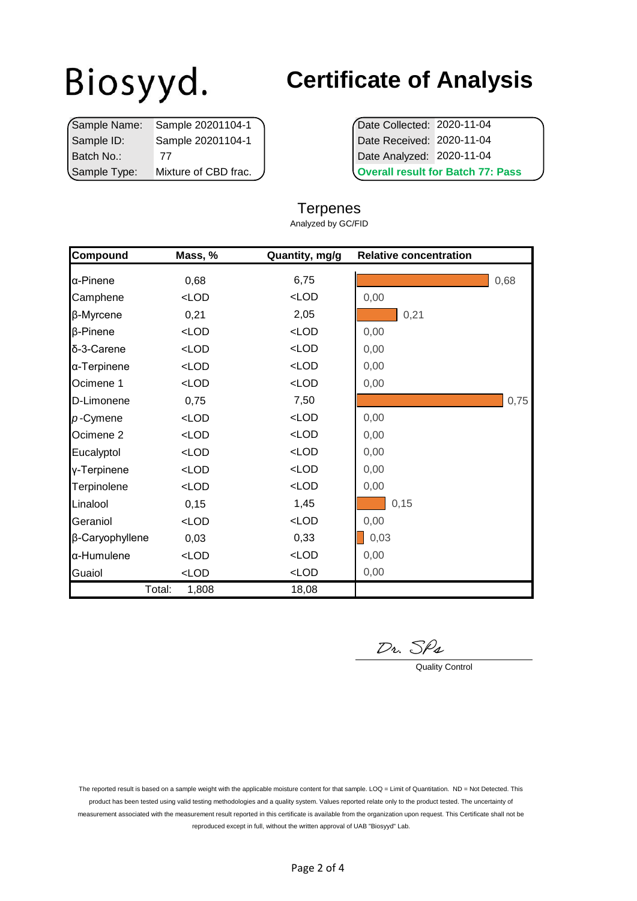Biosyyd.

# Certificate of Analysis

| | |
|---|---|
| Sample Name: | Sample 20201104-1 |
| Sample ID: | Sample 20201104-1 |
| Batch No.: | 77 |
| Sample Type: | Mixture of CBD frac. |

| | |
|---|---|
| Date Collected: | 2020-11-04 |
| Date Received: | 2020-11-04 |
| Date Analyzed: | 2020-11-04 |

**Overall result for Batch 77: Pass**

## Terpenes

Analyzed by GC/FID

| Compound | Mass, % | Quantity, mg/g | Relative concentration |
|---|---|---|---|
| α-Pinene | 0,68 | 6,75 | 0,68 |
| Camphene | <LOD | <LOD | 0,00 |
| β-Myrcene | 0,21 | 2,05 | 0,21 |
| β-Pinene | <LOD | <LOD | 0,00 |
| δ-3-Carene | <LOD | <LOD | 0,00 |
| α-Terpinene | <LOD | <LOD | 0,00 |
| Ocimene 1 | <LOD | <LOD | 0,00 |
| D-Limonene | 0,75 | 7,50 | 0,75 |
| *p*-Cymene | <LOD | <LOD | 0,00 |
| Ocimene 2 | <LOD | <LOD | 0,00 |
| Eucalyptol | <LOD | <LOD | 0,00 |
| γ-Terpinene | <LOD | <LOD | 0,00 |
| Terpinolene | <LOD | <LOD | 0,00 |
| Linalool | 0,15 | 1,45 | 0,15 |
| Geraniol | <LOD | <LOD | 0,00 |
| β-Caryophyllene | 0,03 | 0,33 | 0,03 |
| α-Humulene | <LOD | <LOD | 0,00 |
| Guaiol | <LOD | <LOD | 0,00 |
| Total: | 1,808 | 18,08 | |

Dr. SPa

Quality Control

The reported result is based on a sample weight with the applicable moisture content for that sample. LOQ = Limit of Quantitation. ND = Not Detected. This product has been tested using valid testing methodologies and a quality system. Values reported relate only to the product tested. The uncertainty of measurement associated with the measurement result reported in this certificate is available from the organization upon request. This Certificate shall not be reproduced except in full, without the written approval of UAB "Biosyyd" Lab.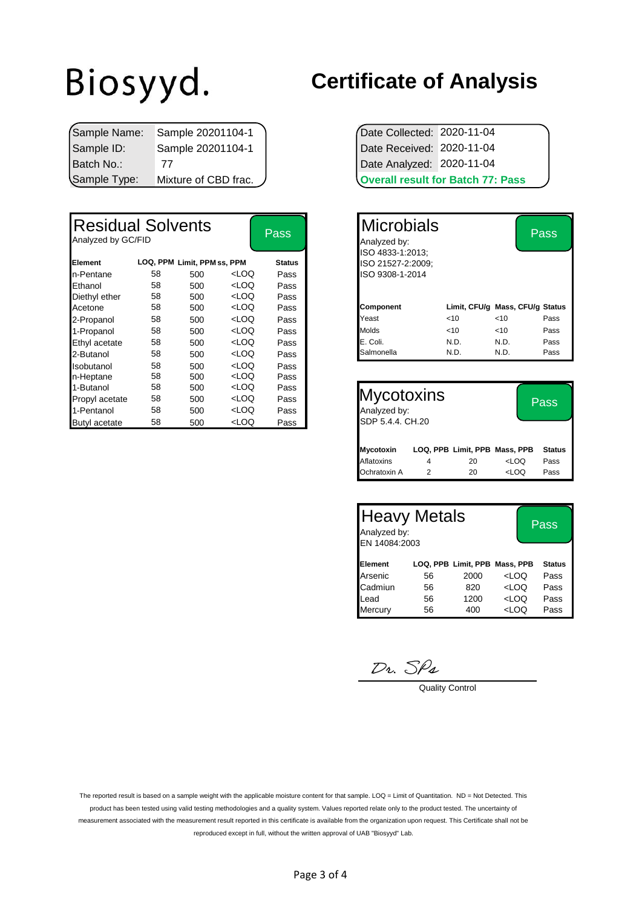Biosyyd.

# Certificate of Analysis

| | |
|---|---|
| Sample Name: | Sample 20201104-1 |
| Sample ID: | Sample 20201104-1 |
| Batch No.: | 77 |
| Sample Type: | Mixture of CBD frac. |

| | |
|---|---|
| Date Collected: | 2020-11-04 |
| Date Received: | 2020-11-04 |
| Date Analyzed: | 2020-11-04 |

**Overall result for Batch 77: Pass**

## Residual Solvents — Pass

Analyzed by GC/FID

| Element | LOQ, PPM | Limit, PPM | Mass, PPM | Status |
|---|---|---|---|---|
| n-Pentane | 58 | 500 | <LOQ | Pass |
| Ethanol | 58 | 500 | <LOQ | Pass |
| Diethyl ether | 58 | 500 | <LOQ | Pass |
| Acetone | 58 | 500 | <LOQ | Pass |
| 2-Propanol | 58 | 500 | <LOQ | Pass |
| 1-Propanol | 58 | 500 | <LOQ | Pass |
| Ethyl acetate | 58 | 500 | <LOQ | Pass |
| 2-Butanol | 58 | 500 | <LOQ | Pass |
| Isobutanol | 58 | 500 | <LOQ | Pass |
| n-Heptane | 58 | 500 | <LOQ | Pass |
| 1-Butanol | 58 | 500 | <LOQ | Pass |
| Propyl acetate | 58 | 500 | <LOQ | Pass |
| 1-Pentanol | 58 | 500 | <LOQ | Pass |
| Butyl acetate | 58 | 500 | <LOQ | Pass |

## Microbials — Pass

Analyzed by:
ISO 4833-1:2013;
ISO 21527-2:2009;
ISO 9308-1-2014

| Component | Limit, CFU/g | Mass, CFU/g | Status |
|---|---|---|---|
| Yeast | <10 | <10 | Pass |
| Molds | <10 | <10 | Pass |
| E. Coli. | N.D. | N.D. | Pass |
| Salmonella | N.D. | N.D. | Pass |

## Mycotoxins — Pass

Analyzed by:
SDP 5.4.4. CH.20

| Mycotoxin | LOQ, PPB | Limit, PPB | Mass, PPB | Status |
|---|---|---|---|---|
| Aflatoxins | 4 | 20 | <LOQ | Pass |
| Ochratoxin A | 2 | 20 | <LOQ | Pass |

## Heavy Metals — Pass

Analyzed by:
EN 14084:2003

| Element | LOQ, PPB | Limit, PPB | Mass, PPB | Status |
|---|---|---|---|---|
| Arsenic | 56 | 2000 | <LOQ | Pass |
| Cadmiun | 56 | 820 | <LOQ | Pass |
| Lead | 56 | 1200 | <LOQ | Pass |
| Mercury | 56 | 400 | <LOQ | Pass |

Dr. SPs

Quality Control

The reported result is based on a sample weight with the applicable moisture content for that sample. LOQ = Limit of Quantitation. ND = Not Detected. This product has been tested using valid testing methodologies and a quality system. Values reported relate only to the product tested. The uncertainty of measurement associated with the measurement result reported in this certificate is available from the organization upon request. This Certificate shall not be reproduced except in full, without the written approval of UAB "Biosyyd" Lab.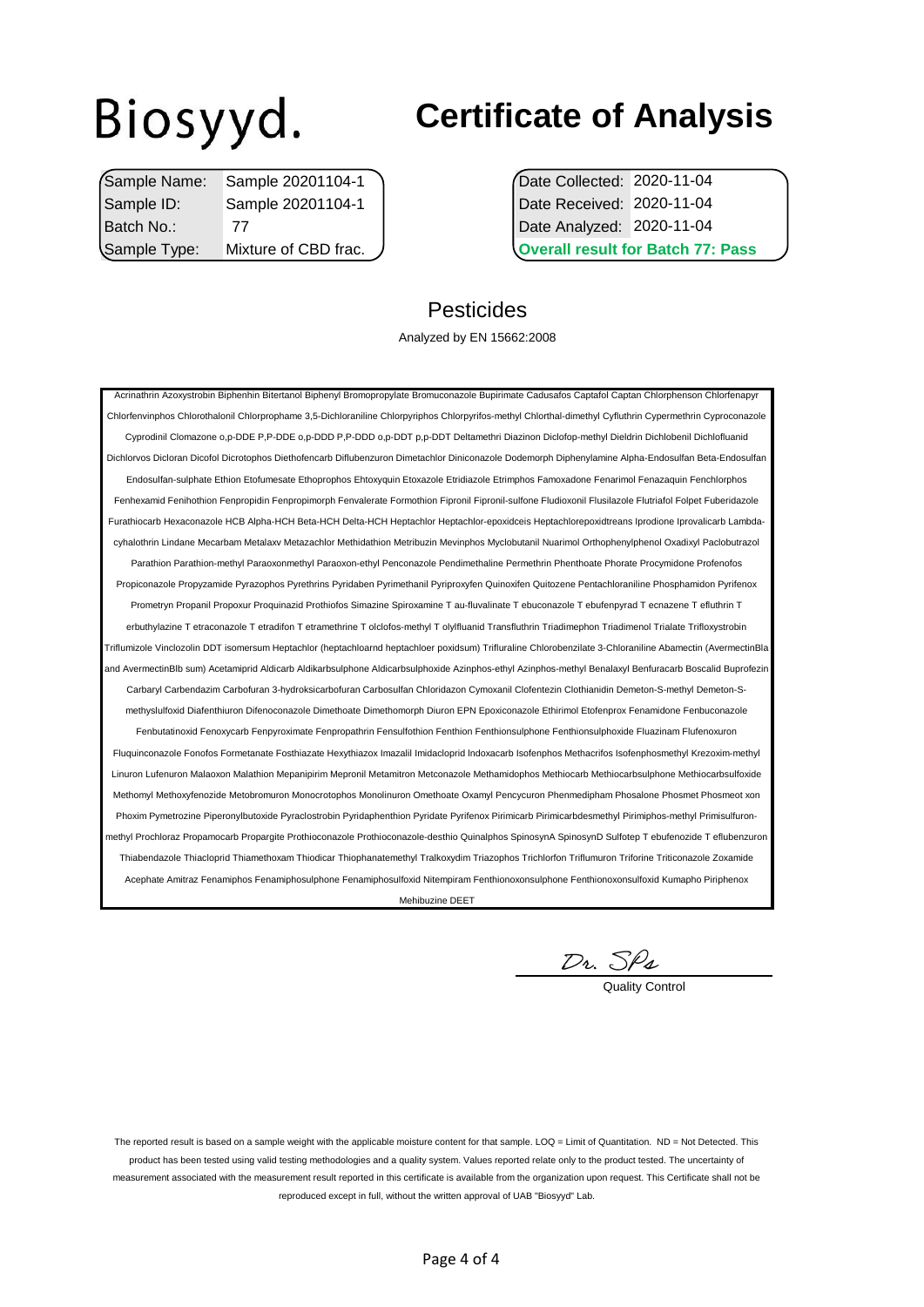Biosyyd.

# Certificate of Analysis

| | |
|---|---|
| Sample Name: | Sample 20201104-1 |
| Sample ID: | Sample 20201104-1 |
| Batch No.: | 77 |
| Sample Type: | Mixture of CBD frac. |

| | |
|---|---|
| Date Collected: | 2020-11-04 |
| Date Received: | 2020-11-04 |
| Date Analyzed: | 2020-11-04 |

**Overall result for Batch 77: Pass**

## Pesticides

Analyzed by EN 15662:2008

Acrinathrin Azoxystrobin Biphenhin Bitertanol Biphenyl Bromopropylate Bromuconazole Bupirimate Cadusafos Captafol Captan Chlorphenson Chlorfenapyr Chlorfenvinphos Chlorothalonil Chlorpropham e 3,5-Dichloraniline Chlorpyriphos Chlorpyrifos-methyl Chlorthal-dimethyl Cyfluthrin Cypermethrin Cyproconazole Cyprodinil Clomazone o,p-DDE P,P-DDE o,p-DDD P,P-DDD o,p-DDT p,p-DDT Deltamethri Diazinon Diclofop-methyl Dieldrin Dichlobenil Dichlofluanid Dichlorvos Dicloran Dicofol Dicrotophos Diethofencarb Diflubenzuron Dimetachlor Diniconazole Dodemorph Diphenylamine Alpha-Endosulfan Beta-Endosulfan Endosulfan-sulphate Ethion Etofumesate Ethoprophos Ehtoxyquin Etoxazole Etridiazole Etrimphos Famoxadone Fenarimol Fenazaquin Fenchlorphos Fenhexamid Fenihothion Fenpropidin Fenpropimorph Fenvalerate Formothion Fipronil Fipronil-sulfone Fludioxonil Flusilazole Flutriafol Folpet Fuberidazole Furathiocarb Hexaconazole HCB Alpha-HCH Beta-HCH Delta-HCH Heptachlor Heptachlor-epoxidceis Heptachlorepoxidtreans Iprodione Iprovalicarb Lambda-cyhalothrin Lindane Mecarbam Metalaxv Metazachlor Methidathion Metribuzin Mevinphos Myclobutanil Nuarimol Orthophenylphenol Oxadixyl Paclobutrazol Parathion Parathion-methyl Paraoxonmethyl Paraoxon-ethyl Penconazole Pendimethaline Permethrin Phenthoate Phorate Procymidone Profenofos Propiconazole Propyzamide Pyrazophos Pyrethrins Pyridaben Pyrimethanil Pyriproxyfen Quinoxifen Quitozene Pentachloraniline Phosphamidon Pyrifenox Prometryn Propanil Propoxur Proquinazid Prothiofos Simazine Spiroxamine T au-fluvalinate T ebuconazole T ebufenpyrad T ecnazene T efluthrin T erbuthylazine T etraconazole T etradifon T etramethrine T olclofos-methyl T olylfluanid Transflutrin Triadimephon Triadimenol Trialate Trifloxystrobin Triflumizole Vinclozolin DDT isomersum Heptachlor (heptachloarnd heptachloer poxidsum) Trifluraline Chlorobenzilate 3-Chloraniline Abamectin (AvermectinBla and AvermectinBlb sum) Acetamiprid Aldicarb Aldikarbsulphone Aldicarbsulphoxide Azinphos-ethyl Azinphos-methyl Benalaxyl Benfuracarb Boscalid Buprofezin Carbaryl Carbendazim Carbofuran 3-hydroksicarbofuran Carbosulfan Chloridazon Cymoxanil Clofentezin Clothianidin Demeton-S-methyl Demeton-S-methyslulfoxid Diafenthiuron Difenoconazole Dimethoate Dimethomorph Diuron EPN Epoxiconazole Ethirimol Etofenprox Fenamidone Fenbuconazole Fenbutatinoxid Fenoxycarb Fenpyroximate Fenpropathrin Fensulfothion Fenthion Fenthionsulphone Fenthionsulphoxide Fluazinam Flufenoxuron Fluquinconazole Fonofos Formetanate Fosthiazate Hexythiazox Imazalil Imidacloprid Indoxacarb Isofenphos Methacrifos Isofenphosmethyl Krezoxim-methyl Linuron Lufenuron Malaoxon Malathion Mepanipirim Mepronil Metamitron Metconazole Methamidophos Methiocarb Methiocarbsulphone Methiocarbsulfoxide Methomyl Methoxyfenozide Metobromuron Monocrotophos Monolinuron Omethoate Oxamyl Pencycuron Phenmedipham Phosalone Phosmet Phosmeot xon Phoxim Pymetrozine Piperonylbutoxide Pyraclostrobin Pyridaphenthion Pyridate Pyrifenox Pirimicarb Pirimicarbdesmethyl Pirimiphos-methyl Primisulfuron-methyl Prochloraz Propamocarb Propargite Prothioconazole Prothioconazole-desthio Quinalphos SpinosynA SpinosynD Sulfotep T ebufenozide T eflubenzuron Thiabendazole Thiacloprid Thiamethoxam Thiodicar Thiophanatemethyl Tralkoxydim Triazophos Trichlorfon Triflumuron Triforine Triticonazole Zoxamide Acephate Amitraz Fenamiphos Fenamiphosulphone Fenamiphosulfoxid Nitempiram Fenthionoxonsulphone Fenthionoxonsulfoxid Kumapho Piriphenox Mehibuzine DEET

Dr. SPs

Quality Control

The reported result is based on a sample weight with the applicable moisture content for that sample. LOQ = Limit of Quantitation. ND = Not Detected. This product has been tested using valid testing methodologies and a quality system. Values reported relate only to the product tested. The uncertainty of measurement associated with the measurement result reported in this certificate is available from the organization upon request. This Certificate shall not be reproduced except in full, without the written approval of UAB "Biosyyd" Lab.